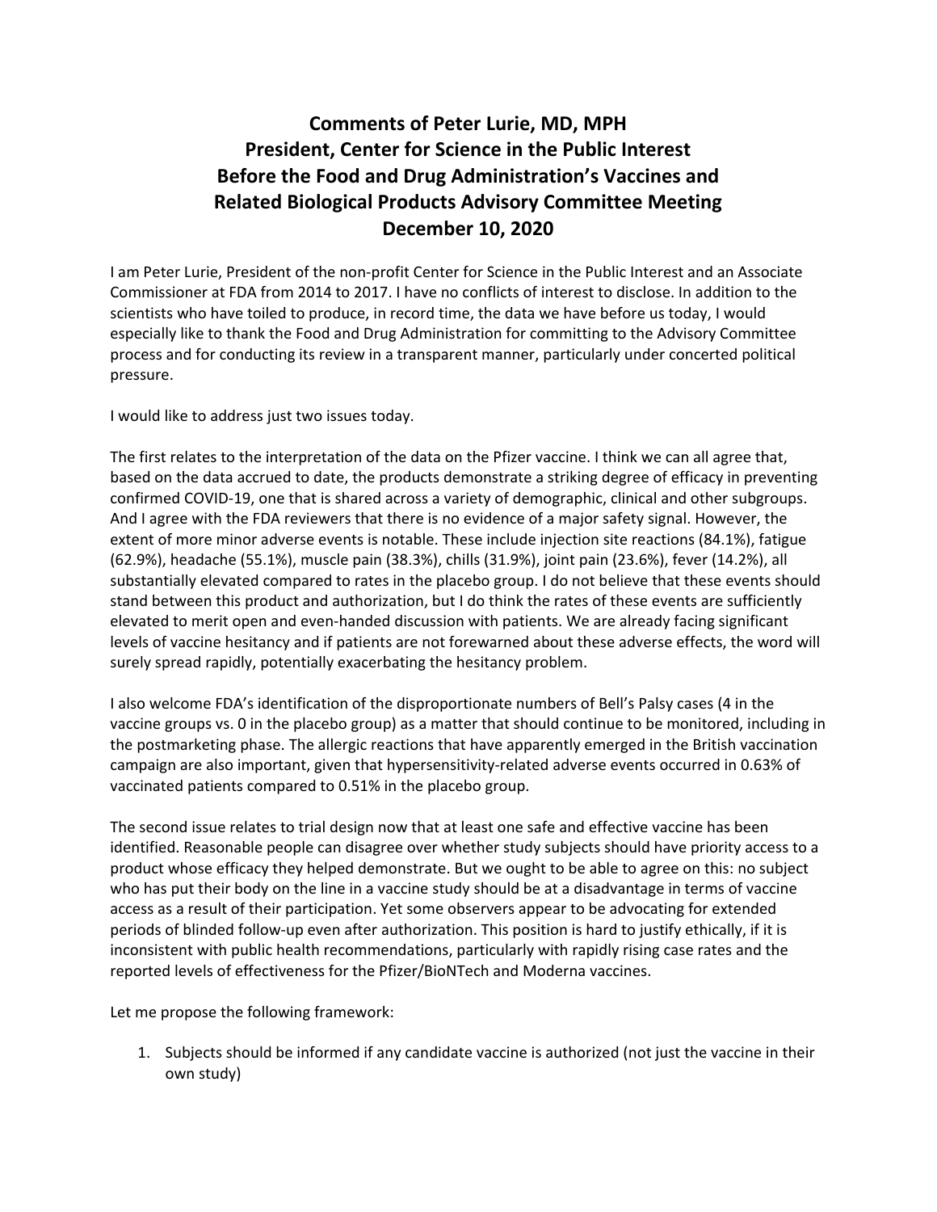# Comments of Peter Lurie, MD, MPH
# President, Center for Science in the Public Interest
# Before the Food and Drug Administration's Vaccines and Related Biological Products Advisory Committee Meeting
# December 10, 2020

I am Peter Lurie, President of the non-profit Center for Science in the Public Interest and an Associate Commissioner at FDA from 2014 to 2017. I have no conflicts of interest to disclose. In addition to the scientists who have toiled to produce, in record time, the data we have before us today, I would especially like to thank the Food and Drug Administration for committing to the Advisory Committee process and for conducting its review in a transparent manner, particularly under concerted political pressure.

I would like to address just two issues today.

The first relates to the interpretation of the data on the Pfizer vaccine. I think we can all agree that, based on the data accrued to date, the products demonstrate a striking degree of efficacy in preventing confirmed COVID-19, one that is shared across a variety of demographic, clinical and other subgroups. And I agree with the FDA reviewers that there is no evidence of a major safety signal. However, the extent of more minor adverse events is notable. These include injection site reactions (84.1%), fatigue (62.9%), headache (55.1%), muscle pain (38.3%), chills (31.9%), joint pain (23.6%), fever (14.2%), all substantially elevated compared to rates in the placebo group. I do not believe that these events should stand between this product and authorization, but I do think the rates of these events are sufficiently elevated to merit open and even-handed discussion with patients. We are already facing significant levels of vaccine hesitancy and if patients are not forewarned about these adverse effects, the word will surely spread rapidly, potentially exacerbating the hesitancy problem.

I also welcome FDA's identification of the disproportionate numbers of Bell's Palsy cases (4 in the vaccine groups vs. 0 in the placebo group) as a matter that should continue to be monitored, including in the postmarketing phase. The allergic reactions that have apparently emerged in the British vaccination campaign are also important, given that hypersensitivity-related adverse events occurred in 0.63% of vaccinated patients compared to 0.51% in the placebo group.

The second issue relates to trial design now that at least one safe and effective vaccine has been identified. Reasonable people can disagree over whether study subjects should have priority access to a product whose efficacy they helped demonstrate. But we ought to be able to agree on this: no subject who has put their body on the line in a vaccine study should be at a disadvantage in terms of vaccine access as a result of their participation. Yet some observers appear to be advocating for extended periods of blinded follow-up even after authorization. This position is hard to justify ethically, if it is inconsistent with public health recommendations, particularly with rapidly rising case rates and the reported levels of effectiveness for the Pfizer/BioNTech and Moderna vaccines.

Let me propose the following framework:

1. Subjects should be informed if any candidate vaccine is authorized (not just the vaccine in their own study)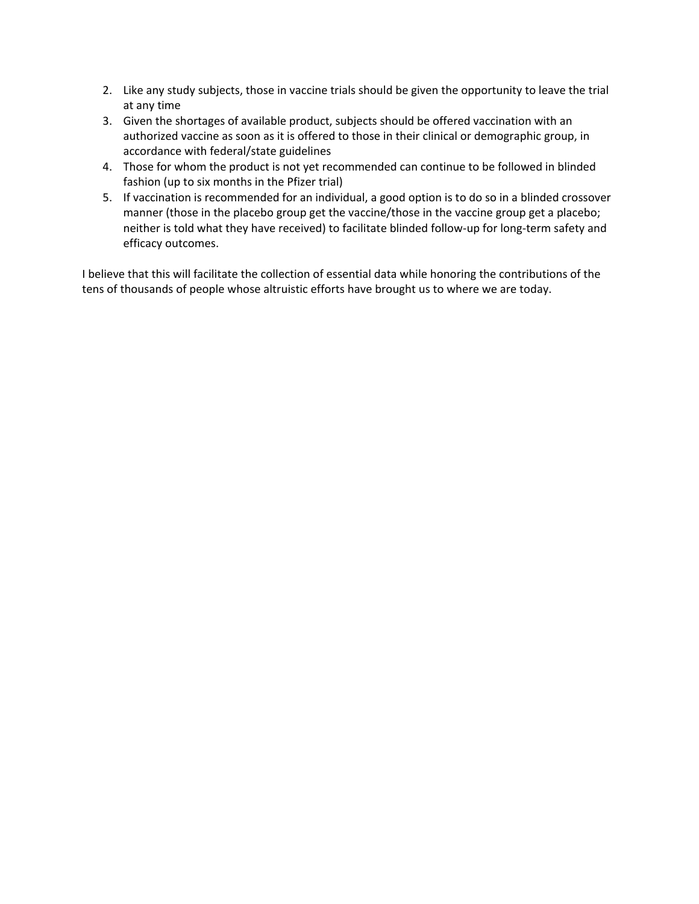2. Like any study subjects, those in vaccine trials should be given the opportunity to leave the trial at any time
3. Given the shortages of available product, subjects should be offered vaccination with an authorized vaccine as soon as it is offered to those in their clinical or demographic group, in accordance with federal/state guidelines
4. Those for whom the product is not yet recommended can continue to be followed in blinded fashion (up to six months in the Pfizer trial)
5. If vaccination is recommended for an individual, a good option is to do so in a blinded crossover manner (those in the placebo group get the vaccine/those in the vaccine group get a placebo; neither is told what they have received) to facilitate blinded follow-up for long-term safety and efficacy outcomes.

I believe that this will facilitate the collection of essential data while honoring the contributions of the tens of thousands of people whose altruistic efforts have brought us to where we are today.